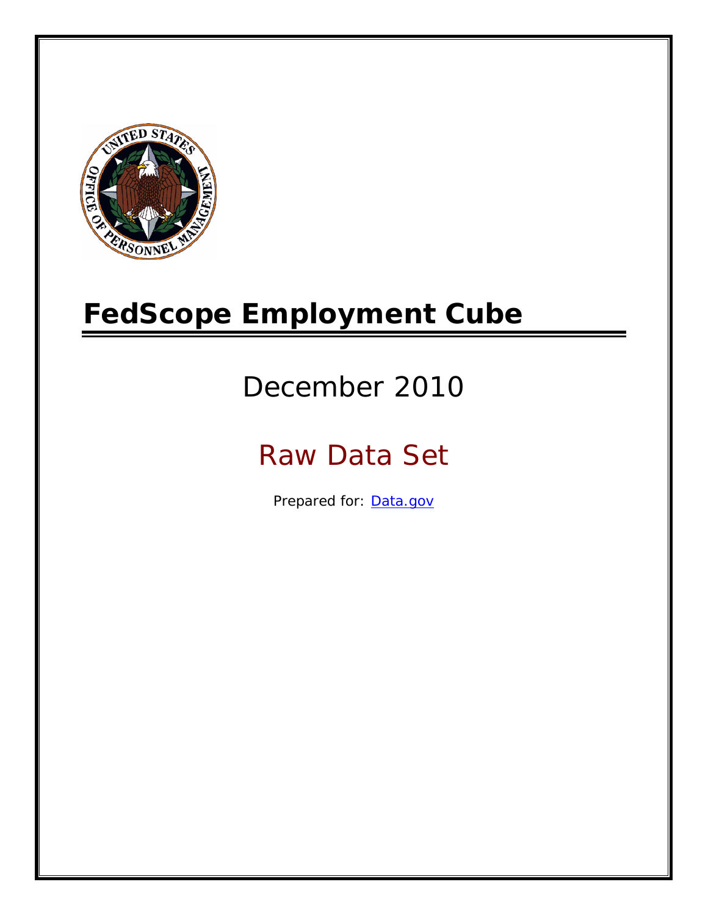# FedScope Employment Cube

December 2010

Raw Data Set

Prepared for: [Data.gov](Data.gov)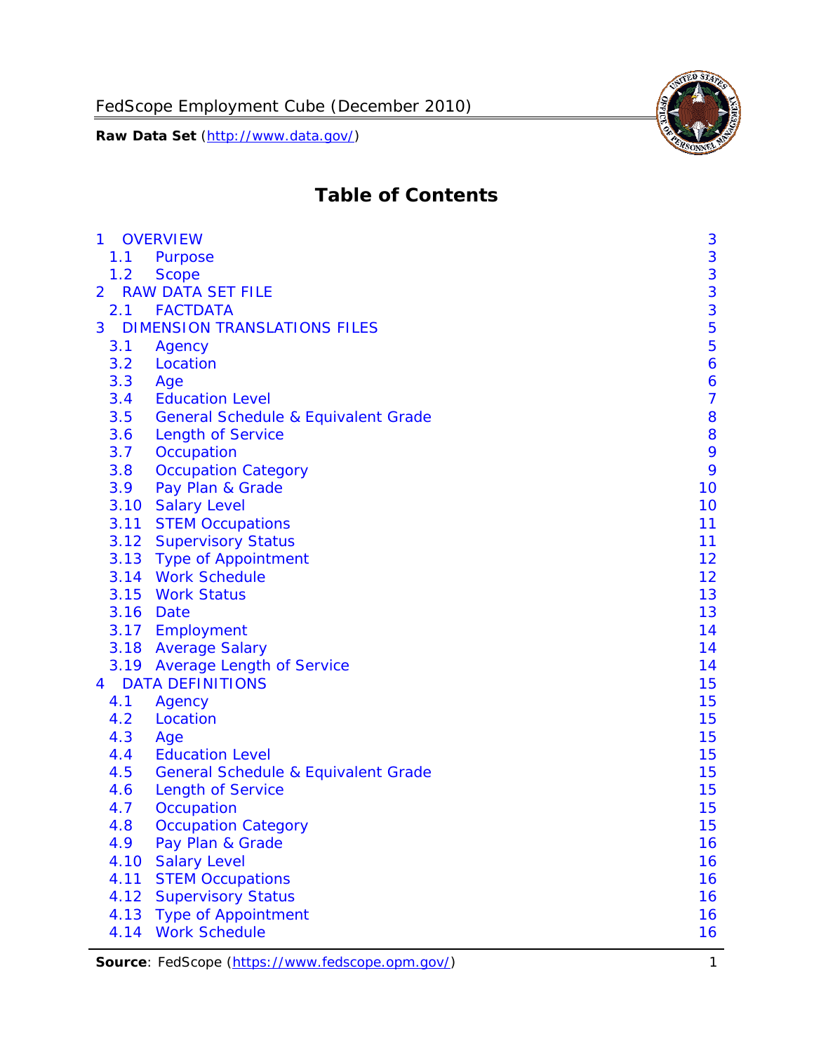# Table of Contents

| | | |
|---|---|---|
| 1 | OVERVIEW | 3 |
| 1.1 | Purpose | 3 |
| 1.2 | Scope | 3 |
| 2 | RAW DATA SET FILE | 3 |
| 2.1 | FACTDATA | 3 |
| 3 | DIMENSION TRANSLATIONS FILES | 5 |
| 3.1 | Agency | 5 |
| 3.2 | Location | 6 |
| 3.3 | Age | 6 |
| 3.4 | Education Level | 7 |
| 3.5 | General Schedule & Equivalent Grade | 8 |
| 3.6 | Length of Service | 8 |
| 3.7 | Occupation | 9 |
| 3.8 | Occupation Category | 9 |
| 3.9 | Pay Plan & Grade | 10 |
| 3.10 | Salary Level | 10 |
| 3.11 | STEM Occupations | 11 |
| 3.12 | Supervisory Status | 11 |
| 3.13 | Type of Appointment | 12 |
| 3.14 | Work Schedule | 12 |
| 3.15 | Work Status | 13 |
| 3.16 | Date | 13 |
| 3.17 | Employment | 14 |
| 3.18 | Average Salary | 14 |
| 3.19 | Average Length of Service | 14 |
| 4 | DATA DEFINITIONS | 15 |
| 4.1 | Agency | 15 |
| 4.2 | Location | 15 |
| 4.3 | Age | 15 |
| 4.4 | Education Level | 15 |
| 4.5 | General Schedule & Equivalent Grade | 15 |
| 4.6 | Length of Service | 15 |
| 4.7 | Occupation | 15 |
| 4.8 | Occupation Category | 15 |
| 4.9 | Pay Plan & Grade | 16 |
| 4.10 | Salary Level | 16 |
| 4.11 | STEM Occupations | 16 |
| 4.12 | Supervisory Status | 16 |
| 4.13 | Type of Appointment | 16 |
| 4.14 | Work Schedule | 16 |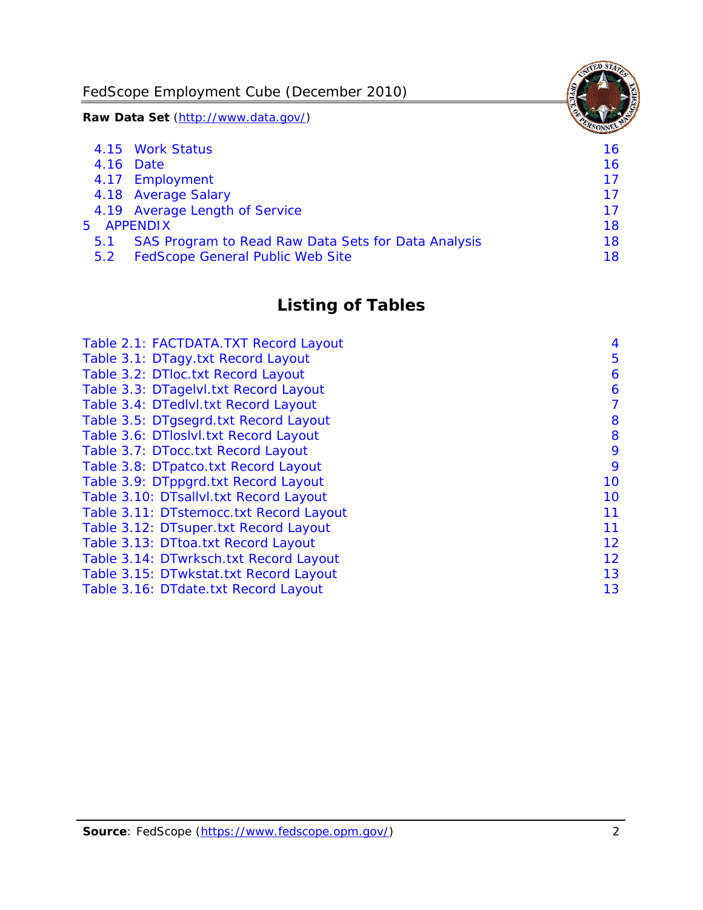4.15 Work Status 16
4.16 Date 16
4.17 Employment 17
4.18 Average Salary 17
4.19 Average Length of Service 17

5 APPENDIX 18

5.1 SAS Program to Read Raw Data Sets for Data Analysis 18
5.2 FedScope General Public Web Site 18

## Listing of Tables

Table 2.1: FACTDATA.TXT Record Layout 4
Table 3.1: DTagy.txt Record Layout 5
Table 3.2: DTloc.txt Record Layout 6
Table 3.3: DTagelvl.txt Record Layout 6
Table 3.4: DTedlvl.txt Record Layout 7
Table 3.5: DTgsegrd.txt Record Layout 8
Table 3.6: DTloslvl.txt Record Layout 8
Table 3.7: DTocc.txt Record Layout 9
Table 3.8: DTpatco.txt Record Layout 9
Table 3.9: DTppgrd.txt Record Layout 10
Table 3.10: DTsallvl.txt Record Layout 10
Table 3.11: DTstemocc.txt Record Layout 11
Table 3.12: DTsuper.txt Record Layout 11
Table 3.13: DTtoa.txt Record Layout 12
Table 3.14: DTwrksch.txt Record Layout 12
Table 3.15: DTwkstat.txt Record Layout 13
Table 3.16: DTdate.txt Record Layout 13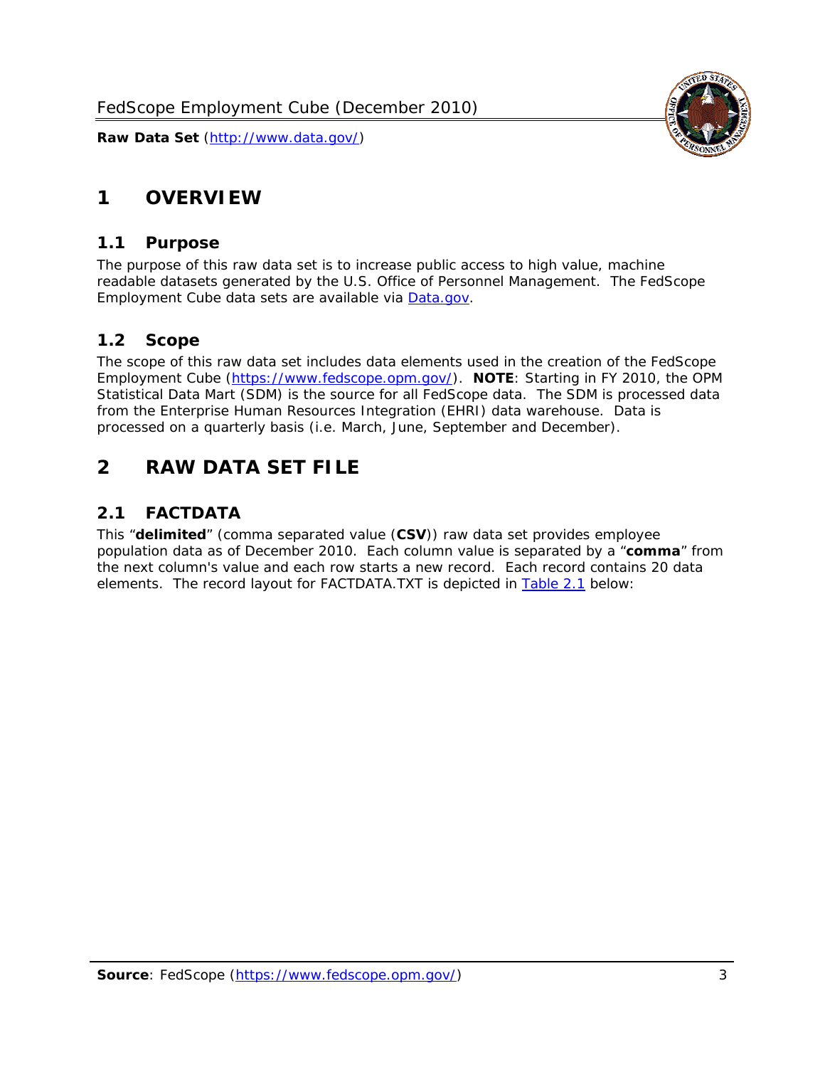# 1 OVERVIEW

## 1.1 Purpose

The purpose of this raw data set is to increase public access to high value, machine readable datasets generated by the U.S. Office of Personnel Management. The FedScope Employment Cube data sets are available via [Data.gov](http://www.data.gov/).

## 1.2 Scope

The scope of this raw data set includes data elements used in the creation of the FedScope Employment Cube ([https://www.fedscope.opm.gov/](https://www.fedscope.opm.gov/)). **NOTE**: Starting in FY 2010, the OPM Statistical Data Mart (SDM) is the source for all FedScope data. The SDM is processed data from the Enterprise Human Resources Integration (EHRI) data warehouse. Data is processed on a quarterly basis (i.e. March, June, September and December).

# 2 RAW DATA SET FILE

## 2.1 FACTDATA

This "**delimited**" (comma separated value (**CSV**)) raw data set provides employee population data as of December 2010. Each column value is separated by a "**comma**" from the next column's value and each row starts a new record. Each record contains 20 data elements. The record layout for FACTDATA.TXT is depicted in Table 2.1 below: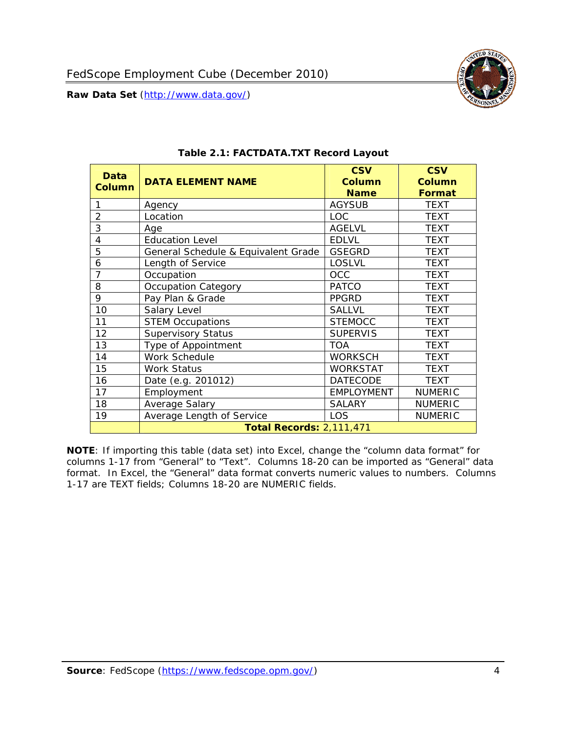**Table 2.1: FACTDATA.TXT Record Layout**

| Data Column | DATA ELEMENT NAME | CSV Column Name | CSV Column Format |
|---|---|---|---|
| 1 | Agency | AGYSUB | TEXT |
| 2 | Location | LOC | TEXT |
| 3 | Age | AGELVL | TEXT |
| 4 | Education Level | EDLVL | TEXT |
| 5 | General Schedule & Equivalent Grade | GSEGRD | TEXT |
| 6 | Length of Service | LOSLVL | TEXT |
| 7 | Occupation | OCC | TEXT |
| 8 | Occupation Category | PATCO | TEXT |
| 9 | Pay Plan & Grade | PPGRD | TEXT |
| 10 | Salary Level | SALLVL | TEXT |
| 11 | STEM Occupations | STEMOCC | TEXT |
| 12 | Supervisory Status | SUPERVIS | TEXT |
| 13 | Type of Appointment | TOA | TEXT |
| 14 | Work Schedule | WORKSCH | TEXT |
| 15 | Work Status | WORKSTAT | TEXT |
| 16 | Date (e.g. 201012) | DATECODE | TEXT |
| 17 | Employment | EMPLOYMENT | NUMERIC |
| 18 | Average Salary | SALARY | NUMERIC |
| 19 | Average Length of Service | LOS | NUMERIC |
| | **Total Records:** 2,111,471 | | |

**NOTE**: If importing this table (data set) into Excel, change the "column data format" for columns 1-17 from "General" to "Text". Columns 18-20 can be imported as "General" data format. In Excel, the "General" data format converts numeric values to numbers. Columns 1-17 are TEXT fields; Columns 18-20 are NUMERIC fields.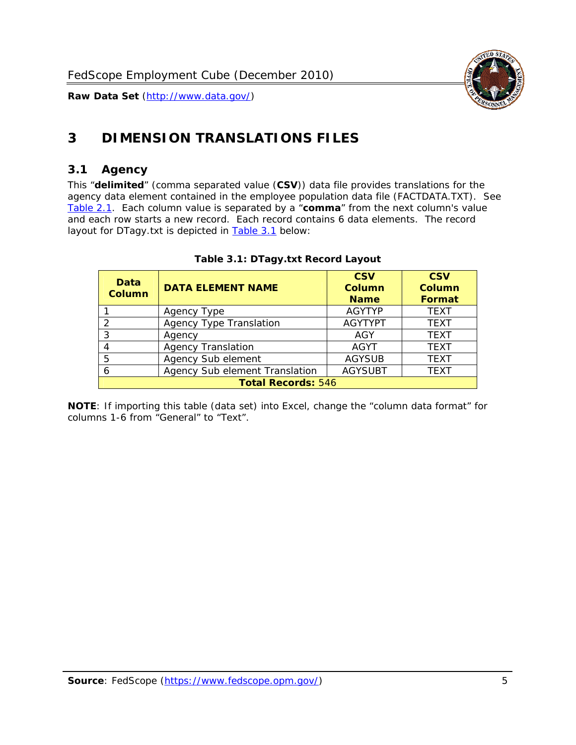# 3 DIMENSION TRANSLATIONS FILES

## 3.1 Agency

This "**delimited**" (comma separated value (**CSV**)) data file provides translations for the agency data element contained in the employee population data file (FACTDATA.TXT). See Table 2.1. Each column value is separated by a "**comma**" from the next column's value and each row starts a new record. Each record contains 6 data elements. The record layout for DTagy.txt is depicted in Table 3.1 below:

**Table 3.1: DTagy.txt Record Layout**

| Data Column | DATA ELEMENT NAME | CSV Column Name | CSV Column Format |
|---|---|---|---|
| 1 | Agency Type | AGYTYP | TEXT |
| 2 | Agency Type Translation | AGYTYPT | TEXT |
| 3 | Agency | AGY | TEXT |
| 4 | Agency Translation | AGYT | TEXT |
| 5 | Agency Sub element | AGYSUB | TEXT |
| 6 | Agency Sub element Translation | AGYSUBT | TEXT |
| **Total Records:** 546 | | | |

**NOTE**: If importing this table (data set) into Excel, change the "column data format" for columns 1-6 from "General" to "Text".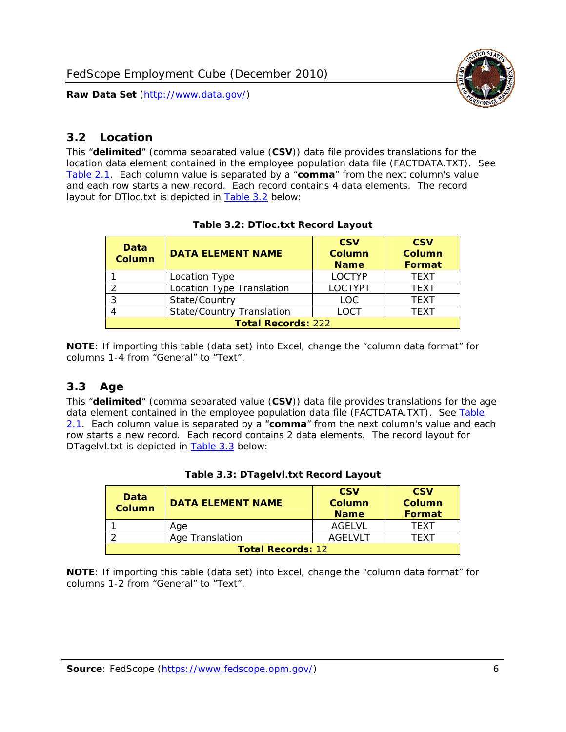## 3.2 Location

This "**delimited**" (comma separated value (**CSV**)) data file provides translations for the location data element contained in the employee population data file (FACTDATA.TXT). See Table 2.1. Each column value is separated by a "**comma**" from the next column's value and each row starts a new record. Each record contains 4 data elements. The record layout for DTloc.txt is depicted in Table 3.2 below:

**Table 3.2: DTloc.txt Record Layout**

| Data Column | DATA ELEMENT NAME | CSV Column Name | CSV Column Format |
|---|---|---|---|
| 1 | Location Type | LOCTYP | TEXT |
| 2 | Location Type Translation | LOCTYPT | TEXT |
| 3 | State/Country | LOC | TEXT |
| 4 | State/Country Translation | LOCT | TEXT |
| **Total Records:** 222 | | | |

**NOTE**: If importing this table (data set) into Excel, change the "column data format" for columns 1-4 from "General" to "Text".

## 3.3 Age

This "**delimited**" (comma separated value (**CSV**)) data file provides translations for the age data element contained in the employee population data file (FACTDATA.TXT). See Table 2.1. Each column value is separated by a "**comma**" from the next column's value and each row starts a new record. Each record contains 2 data elements. The record layout for DTagelvl.txt is depicted in Table 3.3 below:

**Table 3.3: DTagelvl.txt Record Layout**

| Data Column | DATA ELEMENT NAME | CSV Column Name | CSV Column Format |
|---|---|---|---|
| 1 | Age | AGELVL | TEXT |
| 2 | Age Translation | AGELVLT | TEXT |
| **Total Records:** 12 | | | |

**NOTE**: If importing this table (data set) into Excel, change the "column data format" for columns 1-2 from "General" to "Text".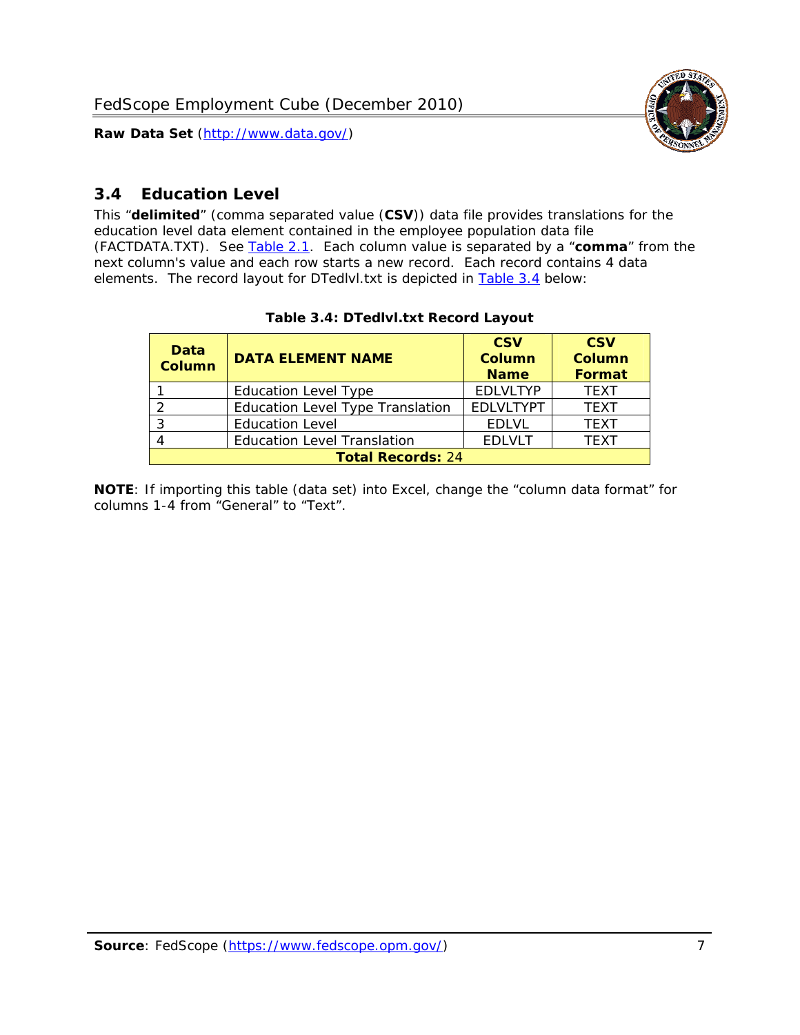## 3.4 Education Level

This "**delimited**" (comma separated value (**CSV**)) data file provides translations for the education level data element contained in the employee population data file (FACTDATA.TXT). See [Table 2.1](). Each column value is separated by a "**comma**" from the next column's value and each row starts a new record. Each record contains 4 data elements. The record layout for DTedlvl.txt is depicted in [Table 3.4]() below:

**Table 3.4: DTedlvl.txt Record Layout**

| Data Column | DATA ELEMENT NAME | CSV Column Name | CSV Column Format |
|---|---|---|---|
| 1 | Education Level Type | EDLVLTYP | TEXT |
| 2 | Education Level Type Translation | EDLVLTYPT | TEXT |
| 3 | Education Level | EDLVL | TEXT |
| 4 | Education Level Translation | EDLVLT | TEXT |
| **Total Records:** 24 | | | |

**NOTE**: If importing this table (data set) into Excel, change the "column data format" for columns 1-4 from "General" to "Text".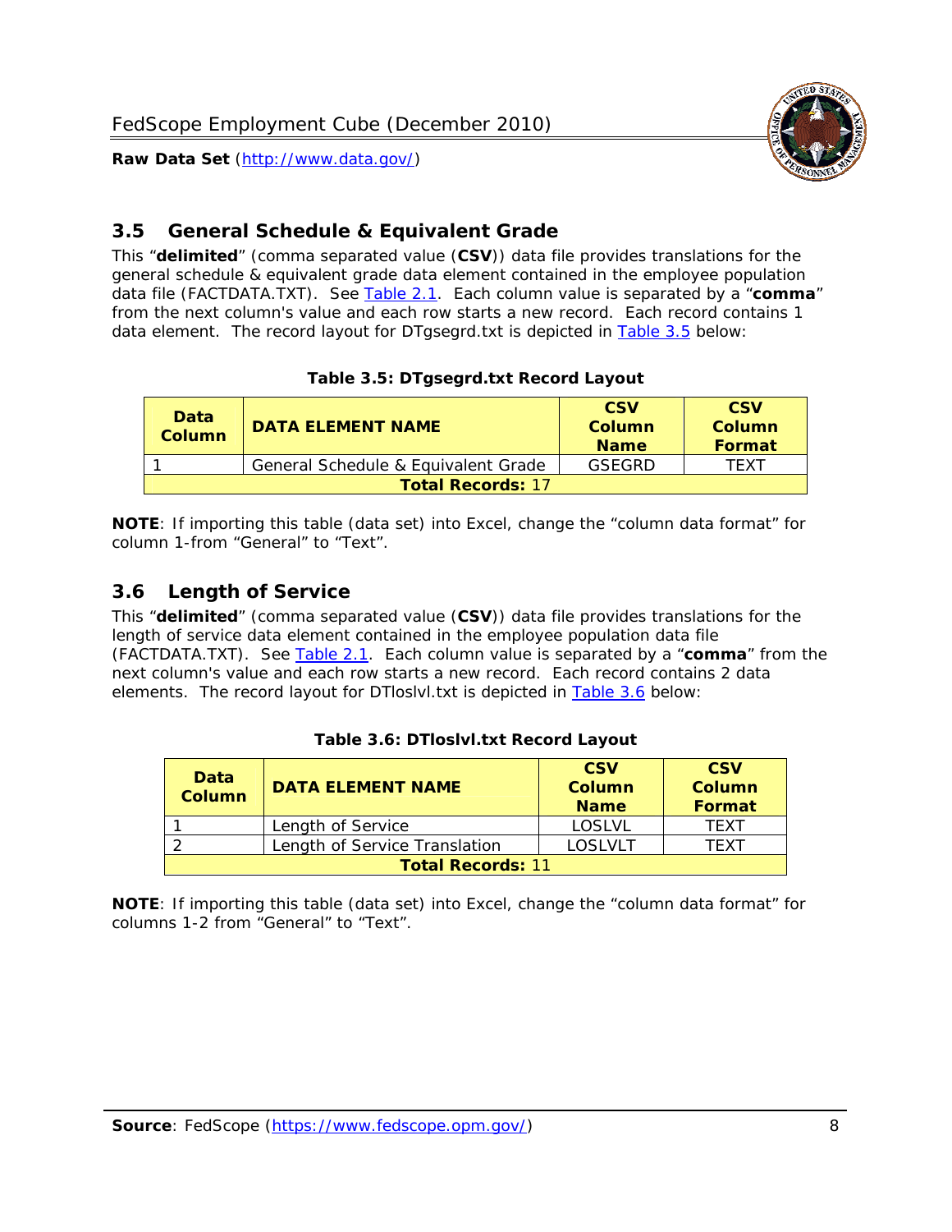## 3.5 General Schedule & Equivalent Grade

This "**delimited**" (comma separated value (**CSV**)) data file provides translations for the general schedule & equivalent grade data element contained in the employee population data file (FACTDATA.TXT). See Table 2.1. Each column value is separated by a "**comma**" from the next column's value and each row starts a new record. Each record contains 1 data element. The record layout for DTgsegrd.txt is depicted in Table 3.5 below:

**Table 3.5: DTgsegrd.txt Record Layout**

| Data Column | DATA ELEMENT NAME | CSV Column Name | CSV Column Format |
|---|---|---|---|
| 1 | General Schedule & Equivalent Grade | GSEGRD | TEXT |
| **Total Records:** 17 | | | |

**NOTE**: If importing this table (data set) into Excel, change the "column data format" for column 1-from "General" to "Text".

## 3.6 Length of Service

This "**delimited**" (comma separated value (**CSV**)) data file provides translations for the length of service data element contained in the employee population data file (FACTDATA.TXT). See Table 2.1. Each column value is separated by a "**comma**" from the next column's value and each row starts a new record. Each record contains 2 data elements. The record layout for DTloslvl.txt is depicted in Table 3.6 below:

**Table 3.6: DTloslvl.txt Record Layout**

| Data Column | DATA ELEMENT NAME | CSV Column Name | CSV Column Format |
|---|---|---|---|
| 1 | Length of Service | LOSLVL | TEXT |
| 2 | Length of Service Translation | LOSLVLT | TEXT |
| **Total Records:** 11 | | | |

**NOTE**: If importing this table (data set) into Excel, change the "column data format" for columns 1-2 from "General" to "Text".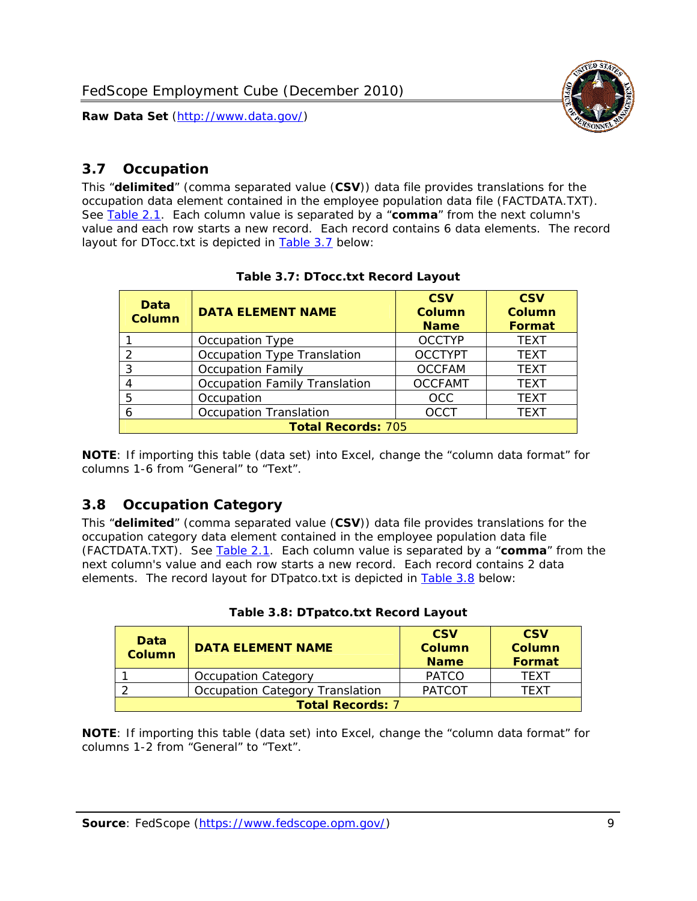## 3.7 Occupation

This "**delimited**" (comma separated value (**CSV**)) data file provides translations for the occupation data element contained in the employee population data file (FACTDATA.TXT). See Table 2.1. Each column value is separated by a "**comma**" from the next column's value and each row starts a new record. Each record contains 6 data elements. The record layout for DTocc.txt is depicted in Table 3.7 below:

**Table 3.7: DTocc.txt Record Layout**

| Data Column | DATA ELEMENT NAME | CSV Column Name | CSV Column Format |
|---|---|---|---|
| 1 | Occupation Type | OCCTYP | TEXT |
| 2 | Occupation Type Translation | OCCTYPT | TEXT |
| 3 | Occupation Family | OCCFAM | TEXT |
| 4 | Occupation Family Translation | OCCFAMT | TEXT |
| 5 | Occupation | OCC | TEXT |
| 6 | Occupation Translation | OCCT | TEXT |
| **Total Records:** 705 | | | |

**NOTE**: If importing this table (data set) into Excel, change the "column data format" for columns 1-6 from "General" to "Text".

## 3.8 Occupation Category

This "**delimited**" (comma separated value (**CSV**)) data file provides translations for the occupation category data element contained in the employee population data file (FACTDATA.TXT). See Table 2.1. Each column value is separated by a "**comma**" from the next column's value and each row starts a new record. Each record contains 2 data elements. The record layout for DTpatco.txt is depicted in Table 3.8 below:

**Table 3.8: DTpatco.txt Record Layout**

| Data Column | DATA ELEMENT NAME | CSV Column Name | CSV Column Format |
|---|---|---|---|
| 1 | Occupation Category | PATCO | TEXT |
| 2 | Occupation Category Translation | PATCOT | TEXT |
| **Total Records:** 7 | | | |

**NOTE**: If importing this table (data set) into Excel, change the "column data format" for columns 1-2 from "General" to "Text".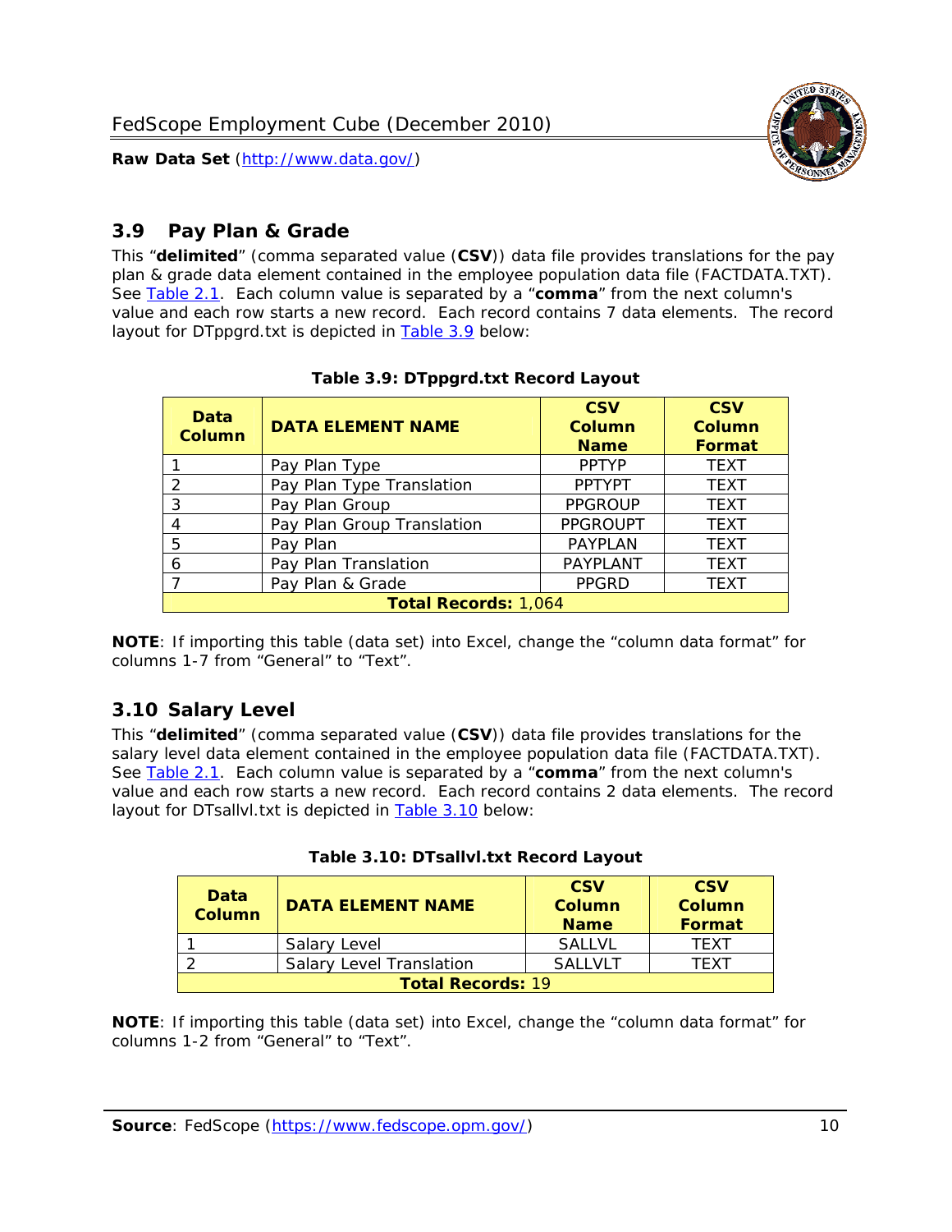## 3.9 Pay Plan & Grade

This "**delimited**" (comma separated value (**CSV**)) data file provides translations for the pay plan & grade data element contained in the employee population data file (FACTDATA.TXT). See Table 2.1. Each column value is separated by a "**comma**" from the next column's value and each row starts a new record. Each record contains 7 data elements. The record layout for DTppgrd.txt is depicted in Table 3.9 below:

**Table 3.9: DTppgrd.txt Record Layout**

| Data Column | DATA ELEMENT NAME | CSV Column Name | CSV Column Format |
|---|---|---|---|
| 1 | Pay Plan Type | PPTYP | TEXT |
| 2 | Pay Plan Type Translation | PPTYPT | TEXT |
| 3 | Pay Plan Group | PPGROUP | TEXT |
| 4 | Pay Plan Group Translation | PPGROUPT | TEXT |
| 5 | Pay Plan | PAYPLAN | TEXT |
| 6 | Pay Plan Translation | PAYPLANT | TEXT |
| 7 | Pay Plan & Grade | PPGRD | TEXT |
| **Total Records:** 1,064 | | | |

**NOTE**: If importing this table (data set) into Excel, change the "column data format" for columns 1-7 from "General" to "Text".

## 3.10 Salary Level

This "**delimited**" (comma separated value (**CSV**)) data file provides translations for the salary level data element contained in the employee population data file (FACTDATA.TXT). See Table 2.1. Each column value is separated by a "**comma**" from the next column's value and each row starts a new record. Each record contains 2 data elements. The record layout for DTsallvl.txt is depicted in Table 3.10 below:

**Table 3.10: DTsallvl.txt Record Layout**

| Data Column | DATA ELEMENT NAME | CSV Column Name | CSV Column Format |
|---|---|---|---|
| 1 | Salary Level | SALLVL | TEXT |
| 2 | Salary Level Translation | SALLVLT | TEXT |
| **Total Records:** 19 | | | |

**NOTE**: If importing this table (data set) into Excel, change the "column data format" for columns 1-2 from "General" to "Text".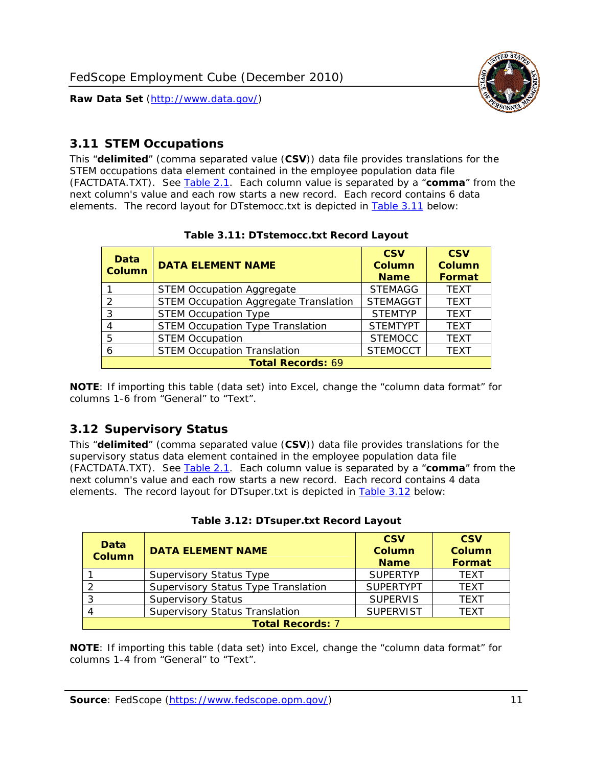## 3.11 STEM Occupations

This "**delimited**" (comma separated value (**CSV**)) data file provides translations for the STEM occupations data element contained in the employee population data file (FACTDATA.TXT). See Table 2.1. Each column value is separated by a "**comma**" from the next column's value and each row starts a new record. Each record contains 6 data elements. The record layout for DTstemocc.txt is depicted in Table 3.11 below:

**Table 3.11: DTstemocc.txt Record Layout**

| Data Column | DATA ELEMENT NAME | CSV Column Name | CSV Column Format |
|---|---|---|---|
| 1 | STEM Occupation Aggregate | STEMAGG | TEXT |
| 2 | STEM Occupation Aggregate Translation | STEMAGGT | TEXT |
| 3 | STEM Occupation Type | STEMTYP | TEXT |
| 4 | STEM Occupation Type Translation | STEMTYPT | TEXT |
| 5 | STEM Occupation | STEMOCC | TEXT |
| 6 | STEM Occupation Translation | STEMOCCT | TEXT |
| **Total Records: 69** | | | |

**NOTE**: If importing this table (data set) into Excel, change the "column data format" for columns 1-6 from "General" to "Text".

## 3.12 Supervisory Status

This "**delimited**" (comma separated value (**CSV**)) data file provides translations for the supervisory status data element contained in the employee population data file (FACTDATA.TXT). See Table 2.1. Each column value is separated by a "**comma**" from the next column's value and each row starts a new record. Each record contains 4 data elements. The record layout for DTsuper.txt is depicted in Table 3.12 below:

**Table 3.12: DTsuper.txt Record Layout**

| Data Column | DATA ELEMENT NAME | CSV Column Name | CSV Column Format |
|---|---|---|---|
| 1 | Supervisory Status Type | SUPERTYP | TEXT |
| 2 | Supervisory Status Type Translation | SUPERTYPT | TEXT |
| 3 | Supervisory Status | SUPERVIS | TEXT |
| 4 | Supervisory Status Translation | SUPERVIST | TEXT |
| **Total Records: 7** | | | |

**NOTE**: If importing this table (data set) into Excel, change the "column data format" for columns 1-4 from "General" to "Text".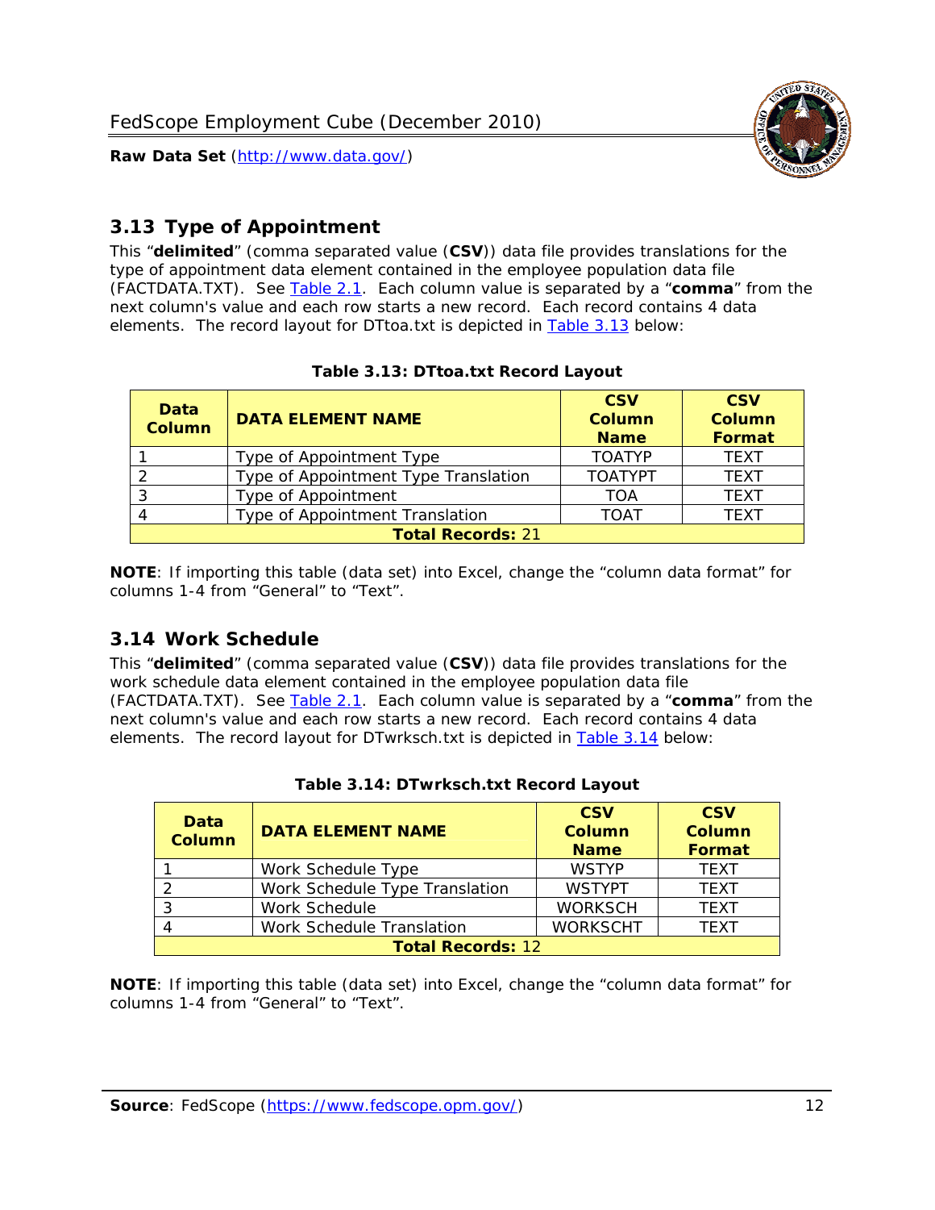## 3.13 Type of Appointment

This "**delimited**" (comma separated value (**CSV**)) data file provides translations for the type of appointment data element contained in the employee population data file (FACTDATA.TXT). See Table 2.1. Each column value is separated by a "**comma**" from the next column's value and each row starts a new record. Each record contains 4 data elements. The record layout for DTtoa.txt is depicted in Table 3.13 below:

**Table 3.13: DTtoa.txt Record Layout**

| Data Column | DATA ELEMENT NAME | CSV Column Name | CSV Column Format |
|---|---|---|---|
| 1 | Type of Appointment Type | TOATYP | TEXT |
| 2 | Type of Appointment Type Translation | TOATYPT | TEXT |
| 3 | Type of Appointment | TOA | TEXT |
| 4 | Type of Appointment Translation | TOAT | TEXT |
| **Total Records:** 21 | | | |

**NOTE**: If importing this table (data set) into Excel, change the "column data format" for columns 1-4 from "General" to "Text".

## 3.14 Work Schedule

This "**delimited**" (comma separated value (**CSV**)) data file provides translations for the work schedule data element contained in the employee population data file (FACTDATA.TXT). See Table 2.1. Each column value is separated by a "**comma**" from the next column's value and each row starts a new record. Each record contains 4 data elements. The record layout for DTwrksch.txt is depicted in Table 3.14 below:

**Table 3.14: DTwrksch.txt Record Layout**

| Data Column | DATA ELEMENT NAME | CSV Column Name | CSV Column Format |
|---|---|---|---|
| 1 | Work Schedule Type | WSTYP | TEXT |
| 2 | Work Schedule Type Translation | WSTYPT | TEXT |
| 3 | Work Schedule | WORKSCH | TEXT |
| 4 | Work Schedule Translation | WORKSCHT | TEXT |
| **Total Records:** 12 | | | |

**NOTE**: If importing this table (data set) into Excel, change the "column data format" for columns 1-4 from "General" to "Text".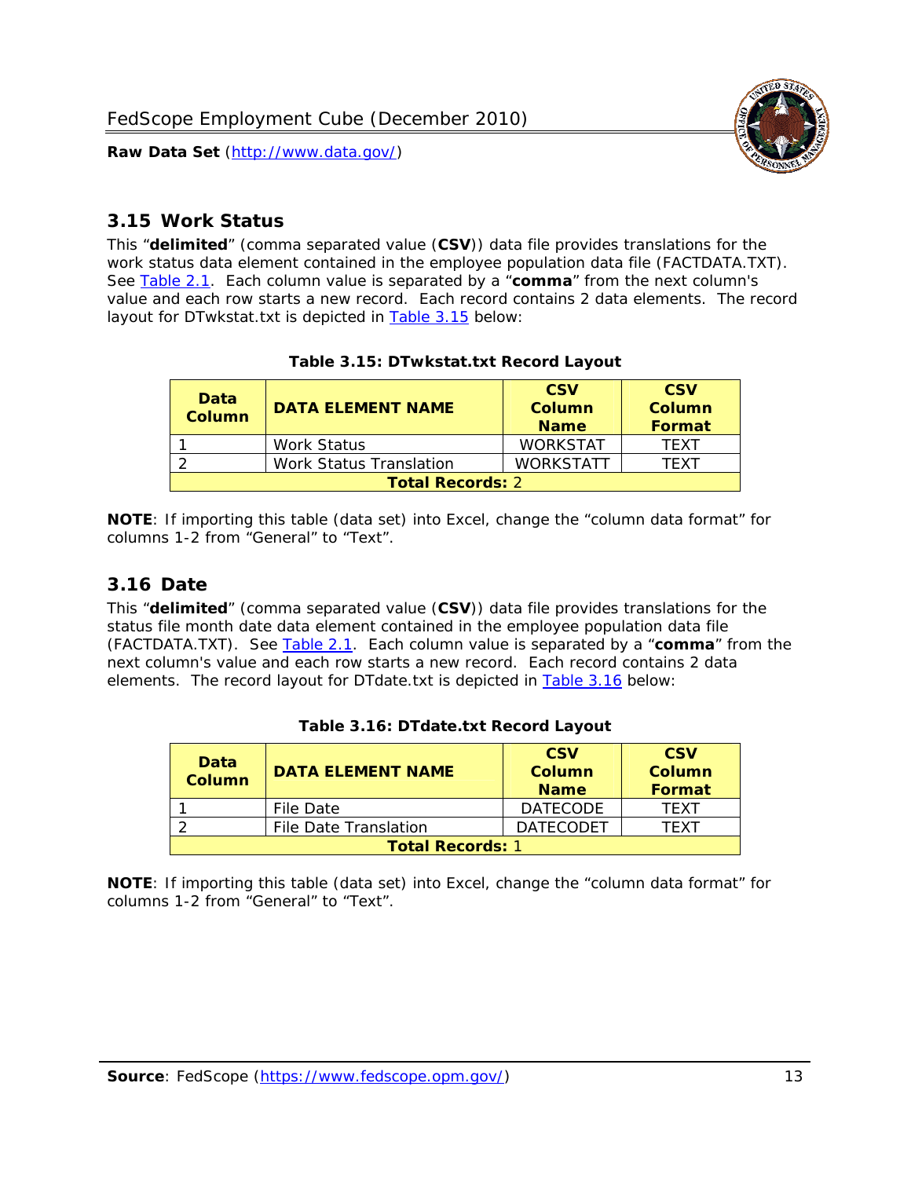## 3.15 Work Status

This "**delimited**" (comma separated value (**CSV**)) data file provides translations for the work status data element contained in the employee population data file (FACTDATA.TXT). See Table 2.1. Each column value is separated by a "**comma**" from the next column's value and each row starts a new record. Each record contains 2 data elements. The record layout for DTwkstat.txt is depicted in Table 3.15 below:

**Table 3.15: DTwkstat.txt Record Layout**

| Data Column | DATA ELEMENT NAME | CSV Column Name | CSV Column Format |
|---|---|---|---|
| 1 | Work Status | WORKSTAT | TEXT |
| 2 | Work Status Translation | WORKSTATT | TEXT |
| **Total Records:** 2 | | | |

**NOTE**: If importing this table (data set) into Excel, change the "column data format" for columns 1-2 from "General" to "Text".

## 3.16 Date

This "**delimited**" (comma separated value (**CSV**)) data file provides translations for the status file month date data element contained in the employee population data file (FACTDATA.TXT). See Table 2.1. Each column value is separated by a "**comma**" from the next column's value and each row starts a new record. Each record contains 2 data elements. The record layout for DTdate.txt is depicted in Table 3.16 below:

**Table 3.16: DTdate.txt Record Layout**

| Data Column | DATA ELEMENT NAME | CSV Column Name | CSV Column Format |
|---|---|---|---|
| 1 | File Date | DATECODE | TEXT |
| 2 | File Date Translation | DATECODET | TEXT |
| **Total Records:** 1 | | | |

**NOTE**: If importing this table (data set) into Excel, change the "column data format" for columns 1-2 from "General" to "Text".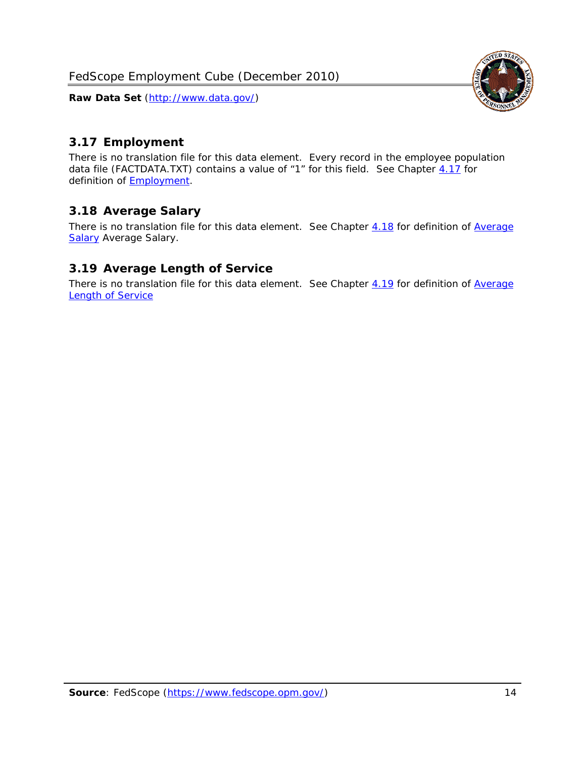## 3.17 Employment

There is no translation file for this data element. Every record in the employee population data file (FACTDATA.TXT) contains a value of "1" for this field. See Chapter 4.17 for definition of Employment.

## 3.18 Average Salary

There is no translation file for this data element. See Chapter 4.18 for definition of Average Salary Average Salary.

## 3.19 Average Length of Service

There is no translation file for this data element. See Chapter 4.19 for definition of Average Length of Service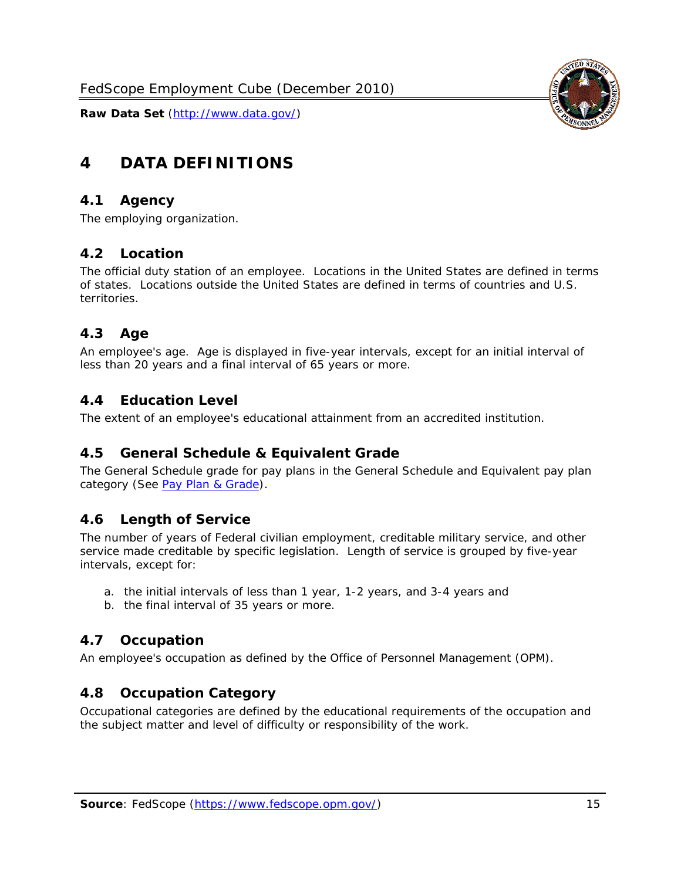# 4 DATA DEFINITIONS

## 4.1 Agency

The employing organization.

## 4.2 Location

The official duty station of an employee. Locations in the United States are defined in terms of states. Locations outside the United States are defined in terms of countries and U.S. territories.

## 4.3 Age

An employee's age. Age is displayed in five-year intervals, except for an initial interval of less than 20 years and a final interval of 65 years or more.

## 4.4 Education Level

The extent of an employee's educational attainment from an accredited institution.

## 4.5 General Schedule & Equivalent Grade

The General Schedule grade for pay plans in the General Schedule and Equivalent pay plan category (See Pay Plan & Grade).

## 4.6 Length of Service

The number of years of Federal civilian employment, creditable military service, and other service made creditable by specific legislation. Length of service is grouped by five-year intervals, except for:

a. the initial intervals of less than 1 year, 1-2 years, and 3-4 years and
b. the final interval of 35 years or more.

## 4.7 Occupation

An employee's occupation as defined by the Office of Personnel Management (OPM).

## 4.8 Occupation Category

Occupational categories are defined by the educational requirements of the occupation and the subject matter and level of difficulty or responsibility of the work.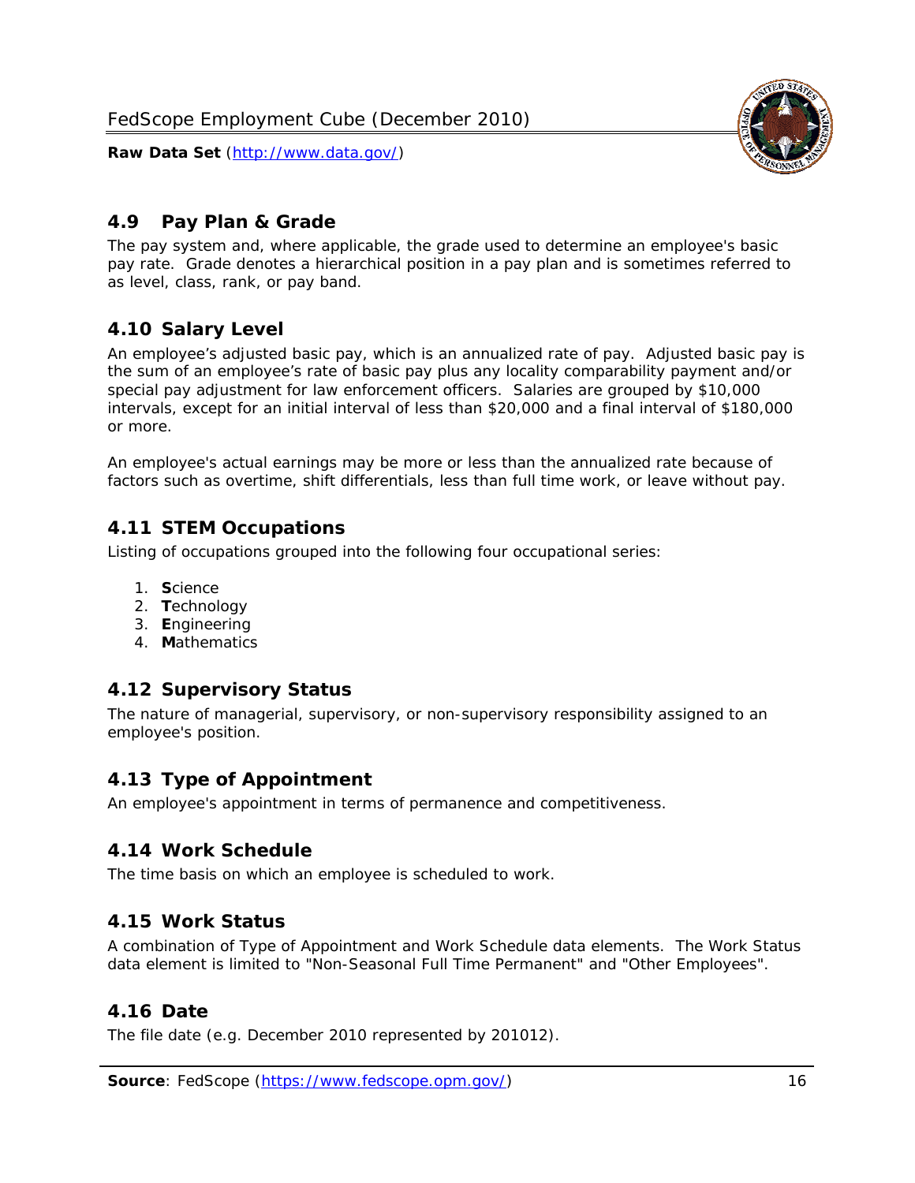## 4.9 Pay Plan & Grade

The pay system and, where applicable, the grade used to determine an employee's basic pay rate. Grade denotes a hierarchical position in a pay plan and is sometimes referred to as level, class, rank, or pay band.

## 4.10 Salary Level

An employee's adjusted basic pay, which is an annualized rate of pay. Adjusted basic pay is the sum of an employee's rate of basic pay plus any locality comparability payment and/or special pay adjustment for law enforcement officers. Salaries are grouped by $10,000 intervals, except for an initial interval of less than $20,000 and a final interval of $180,000 or more.

An employee's actual earnings may be more or less than the annualized rate because of factors such as overtime, shift differentials, less than full time work, or leave without pay.

## 4.11 STEM Occupations

Listing of occupations grouped into the following four occupational series:

1. **S**cience
2. **T**echnology
3. **E**ngineering
4. **M**athematics

## 4.12 Supervisory Status

The nature of managerial, supervisory, or non-supervisory responsibility assigned to an employee's position.

## 4.13 Type of Appointment

An employee's appointment in terms of permanence and competitiveness.

## 4.14 Work Schedule

The time basis on which an employee is scheduled to work.

## 4.15 Work Status

A combination of Type of Appointment and Work Schedule data elements. The Work Status data element is limited to "Non-Seasonal Full Time Permanent" and "Other Employees".

## 4.16 Date

The file date (e.g. December 2010 represented by 201012).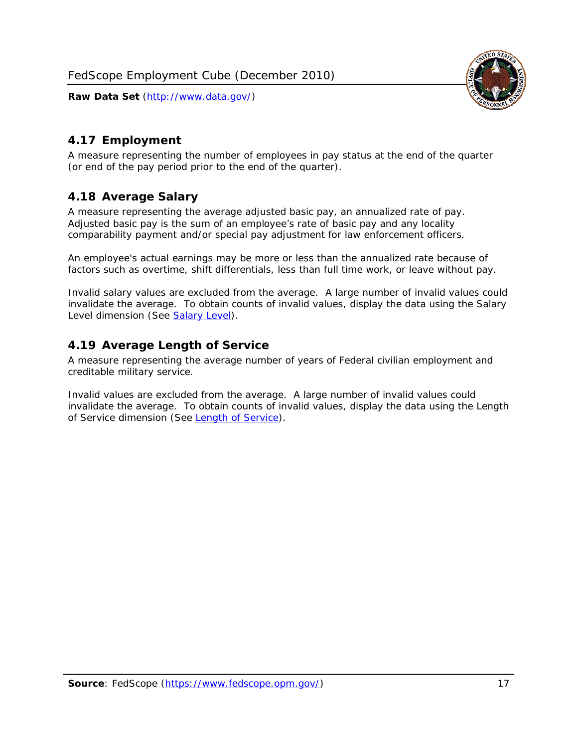## 4.17 Employment

A measure representing the number of employees in pay status at the end of the quarter (or end of the pay period prior to the end of the quarter).

## 4.18 Average Salary

A measure representing the average adjusted basic pay, an annualized rate of pay. Adjusted basic pay is the sum of an employee's rate of basic pay and any locality comparability payment and/or special pay adjustment for law enforcement officers.

An employee's actual earnings may be more or less than the annualized rate because of factors such as overtime, shift differentials, less than full time work, or leave without pay.

Invalid salary values are excluded from the average. A large number of invalid values could invalidate the average. To obtain counts of invalid values, display the data using the Salary Level dimension (See [Salary Level](#)).

## 4.19 Average Length of Service

A measure representing the average number of years of Federal civilian employment and creditable military service.

Invalid values are excluded from the average. A large number of invalid values could invalidate the average. To obtain counts of invalid values, display the data using the Length of Service dimension (See [Length of Service](#)).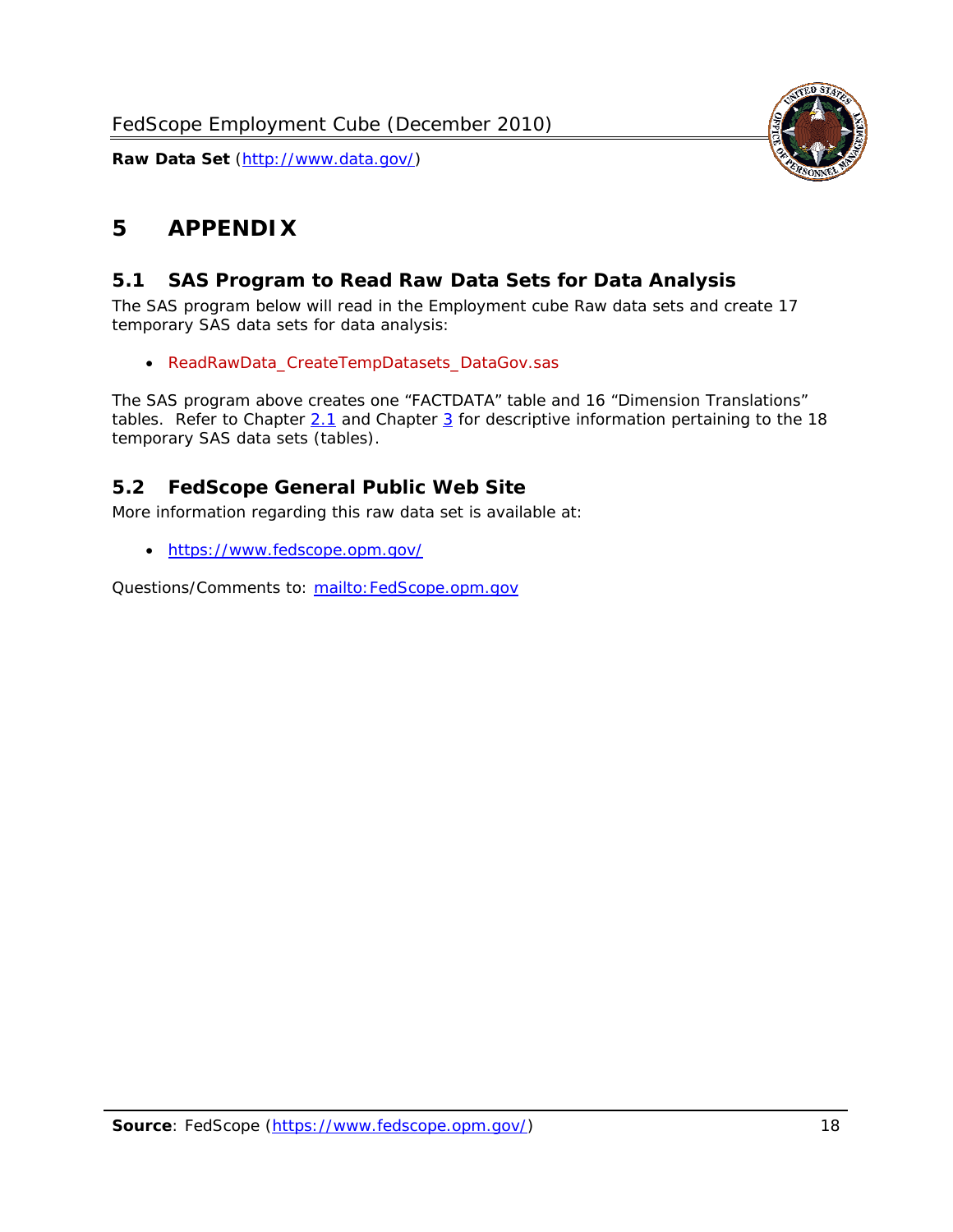# 5 APPENDIX

## 5.1 SAS Program to Read Raw Data Sets for Data Analysis

The SAS program below will read in the Employment cube Raw data sets and create 17 temporary SAS data sets for data analysis:

- ReadRawData_CreateTempDatasets_DataGov.sas

The SAS program above creates one "FACTDATA" table and 16 "Dimension Translations" tables. Refer to Chapter 2.1 and Chapter 3 for descriptive information pertaining to the 18 temporary SAS data sets (tables).

## 5.2 FedScope General Public Web Site

More information regarding this raw data set is available at:

- https://www.fedscope.opm.gov/

Questions/Comments to: mailto:FedScope.opm.gov